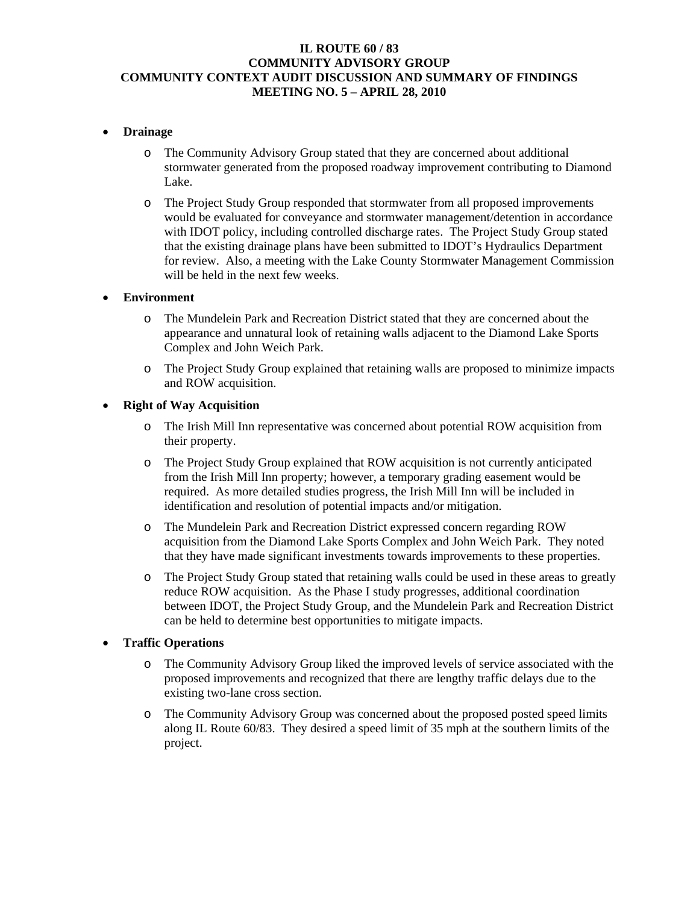# IL ROUTE 60 / 83
# COMMUNITY ADVISORY GROUP
# COMMUNITY CONTEXT AUDIT DISCUSSION AND SUMMARY OF FINDINGS
# MEETING NO. 5 – APRIL 28, 2010

- **Drainage**
  - The Community Advisory Group stated that they are concerned about additional stormwater generated from the proposed roadway improvement contributing to Diamond Lake.
  - The Project Study Group responded that stormwater from all proposed improvements would be evaluated for conveyance and stormwater management/detention in accordance with IDOT policy, including controlled discharge rates. The Project Study Group stated that the existing drainage plans have been submitted to IDOT's Hydraulics Department for review. Also, a meeting with the Lake County Stormwater Management Commission will be held in the next few weeks.

- **Environment**
  - The Mundelein Park and Recreation District stated that they are concerned about the appearance and unnatural look of retaining walls adjacent to the Diamond Lake Sports Complex and John Weich Park.
  - The Project Study Group explained that retaining walls are proposed to minimize impacts and ROW acquisition.

- **Right of Way Acquisition**
  - The Irish Mill Inn representative was concerned about potential ROW acquisition from their property.
  - The Project Study Group explained that ROW acquisition is not currently anticipated from the Irish Mill Inn property; however, a temporary grading easement would be required. As more detailed studies progress, the Irish Mill Inn will be included in identification and resolution of potential impacts and/or mitigation.
  - The Mundelein Park and Recreation District expressed concern regarding ROW acquisition from the Diamond Lake Sports Complex and John Weich Park. They noted that they have made significant investments towards improvements to these properties.
  - The Project Study Group stated that retaining walls could be used in these areas to greatly reduce ROW acquisition. As the Phase I study progresses, additional coordination between IDOT, the Project Study Group, and the Mundelein Park and Recreation District can be held to determine best opportunities to mitigate impacts.

- **Traffic Operations**
  - The Community Advisory Group liked the improved levels of service associated with the proposed improvements and recognized that there are lengthy traffic delays due to the existing two-lane cross section.
  - The Community Advisory Group was concerned about the proposed posted speed limits along IL Route 60/83. They desired a speed limit of 35 mph at the southern limits of the project.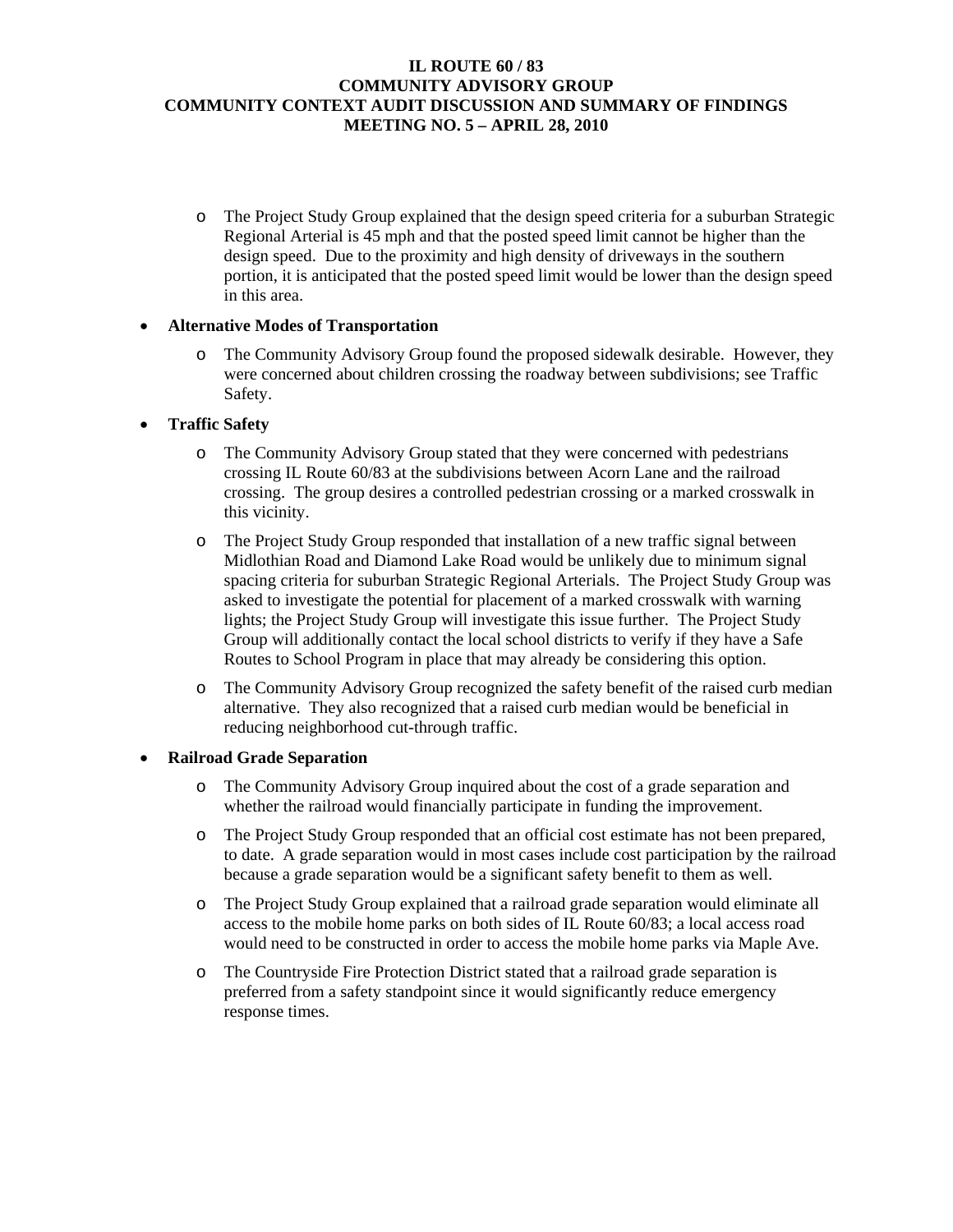- The Project Study Group explained that the design speed criteria for a suburban Strategic Regional Arterial is 45 mph and that the posted speed limit cannot be higher than the design speed. Due to the proximity and high density of driveways in the southern portion, it is anticipated that the posted speed limit would be lower than the design speed in this area.

- **Alternative Modes of Transportation**
  - The Community Advisory Group found the proposed sidewalk desirable. However, they were concerned about children crossing the roadway between subdivisions; see Traffic Safety.

- **Traffic Safety**
  - The Community Advisory Group stated that they were concerned with pedestrians crossing IL Route 60/83 at the subdivisions between Acorn Lane and the railroad crossing. The group desires a controlled pedestrian crossing or a marked crosswalk in this vicinity.
  - The Project Study Group responded that installation of a new traffic signal between Midlothian Road and Diamond Lake Road would be unlikely due to minimum signal spacing criteria for suburban Strategic Regional Arterials. The Project Study Group was asked to investigate the potential for placement of a marked crosswalk with warning lights; the Project Study Group will investigate this issue further. The Project Study Group will additionally contact the local school districts to verify if they have a Safe Routes to School Program in place that may already be considering this option.
  - The Community Advisory Group recognized the safety benefit of the raised curb median alternative. They also recognized that a raised curb median would be beneficial in reducing neighborhood cut-through traffic.

- **Railroad Grade Separation**
  - The Community Advisory Group inquired about the cost of a grade separation and whether the railroad would financially participate in funding the improvement.
  - The Project Study Group responded that an official cost estimate has not been prepared, to date. A grade separation would in most cases include cost participation by the railroad because a grade separation would be a significant safety benefit to them as well.
  - The Project Study Group explained that a railroad grade separation would eliminate all access to the mobile home parks on both sides of IL Route 60/83; a local access road would need to be constructed in order to access the mobile home parks via Maple Ave.
  - The Countryside Fire Protection District stated that a railroad grade separation is preferred from a safety standpoint since it would significantly reduce emergency response times.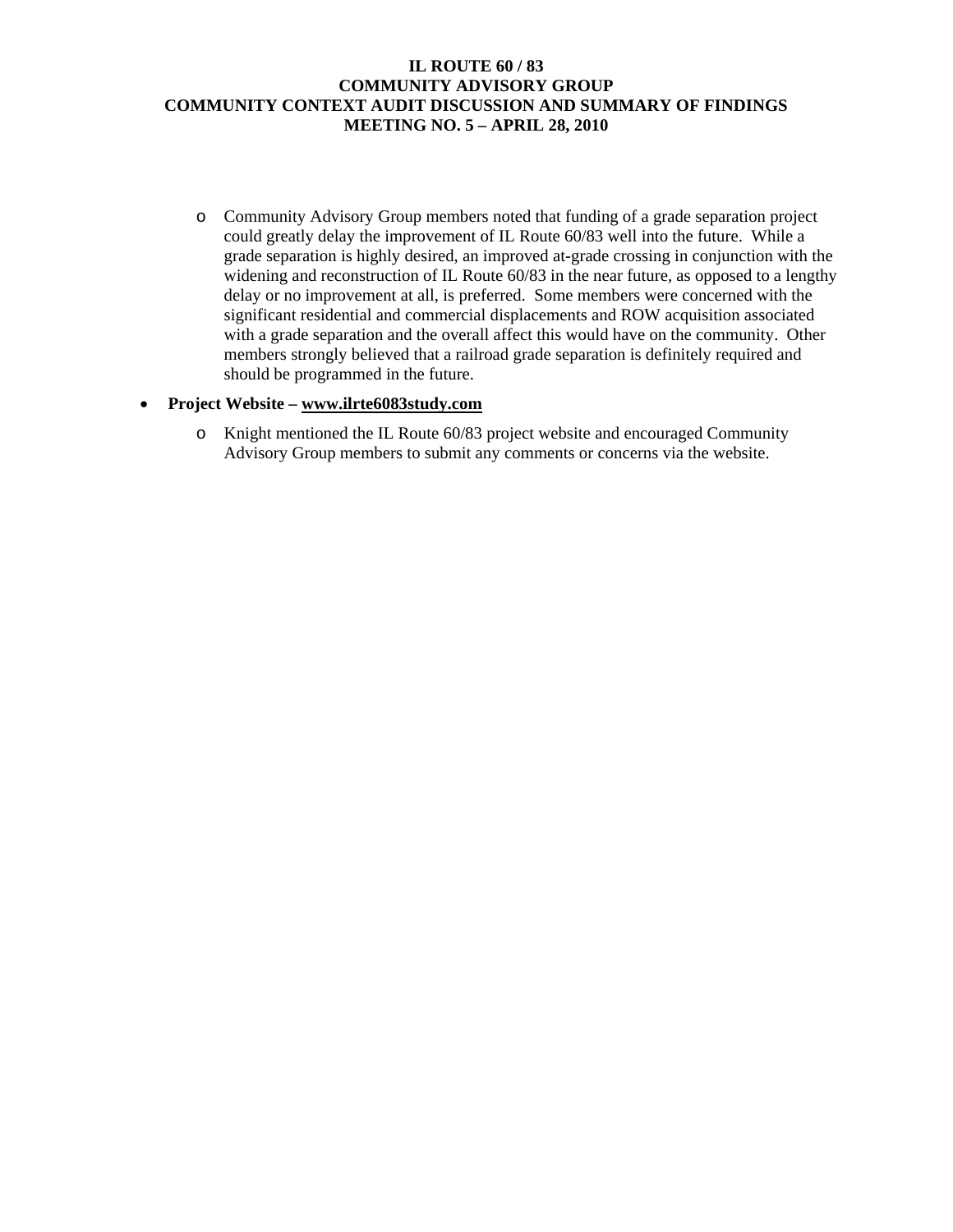- Community Advisory Group members noted that funding of a grade separation project could greatly delay the improvement of IL Route 60/83 well into the future. While a grade separation is highly desired, an improved at-grade crossing in conjunction with the widening and reconstruction of IL Route 60/83 in the near future, as opposed to a lengthy delay or no improvement at all, is preferred. Some members were concerned with the significant residential and commercial displacements and ROW acquisition associated with a grade separation and the overall affect this would have on the community. Other members strongly believed that a railroad grade separation is definitely required and should be programmed in the future.

- **Project Website – www.ilrte6083study.com**
  - Knight mentioned the IL Route 60/83 project website and encouraged Community Advisory Group members to submit any comments or concerns via the website.